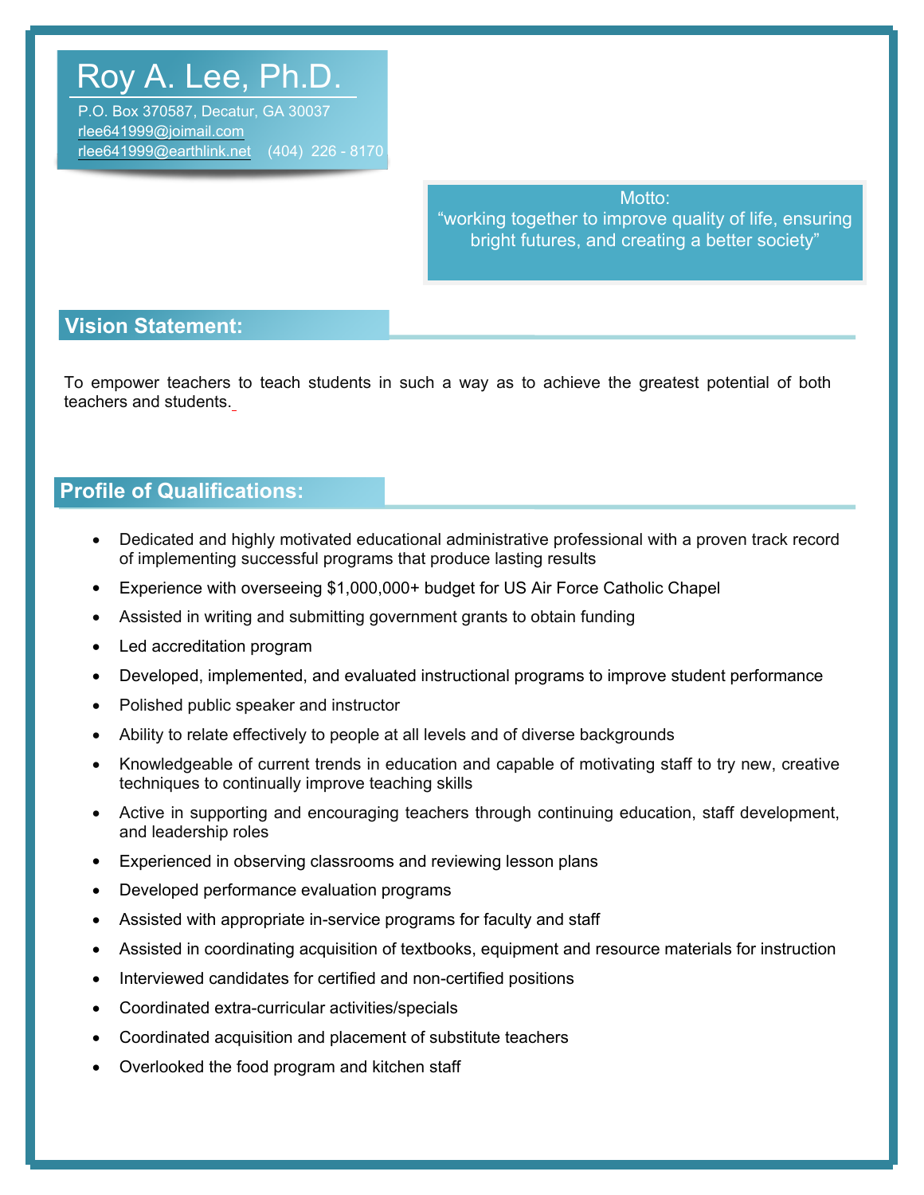# Roy A. Lee, Ph.D.

P.O. Box 370587, Decatur, GA 30037
rlee641999@joimail.com
rlee641999@earthlink.net (404) 226 - 8170

Motto:
"working together to improve quality of life, ensuring bright futures, and creating a better society"

## Vision Statement:

To empower teachers to teach students in such a way as to achieve the greatest potential of both teachers and students.

## Profile of Qualifications:

- Dedicated and highly motivated educational administrative professional with a proven track record of implementing successful programs that produce lasting results
- Experience with overseeing $1,000,000+ budget for US Air Force Catholic Chapel
- Assisted in writing and submitting government grants to obtain funding
- Led accreditation program
- Developed, implemented, and evaluated instructional programs to improve student performance
- Polished public speaker and instructor
- Ability to relate effectively to people at all levels and of diverse backgrounds
- Knowledgeable of current trends in education and capable of motivating staff to try new, creative techniques to continually improve teaching skills
- Active in supporting and encouraging teachers through continuing education, staff development, and leadership roles
- Experienced in observing classrooms and reviewing lesson plans
- Developed performance evaluation programs
- Assisted with appropriate in-service programs for faculty and staff
- Assisted in coordinating acquisition of textbooks, equipment and resource materials for instruction
- Interviewed candidates for certified and non-certified positions
- Coordinated extra-curricular activities/specials
- Coordinated acquisition and placement of substitute teachers
- Overlooked the food program and kitchen staff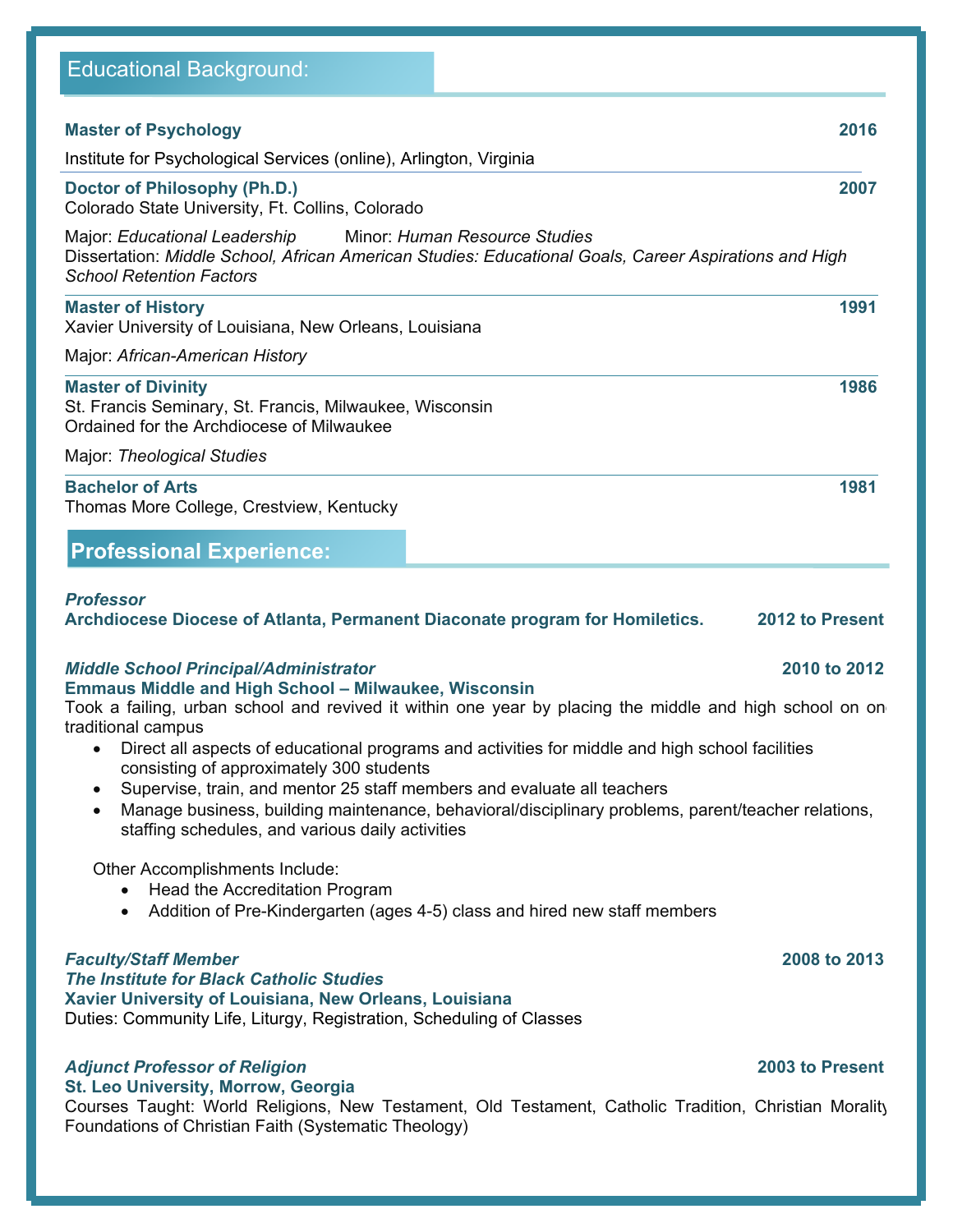## Educational Background:

**Master of Psychology** **2016**

Institute for Psychological Services (online), Arlington, Virginia

**Doctor of Philosophy (Ph.D.)** **2007**

Colorado State University, Ft. Collins, Colorado

Major: *Educational Leadership* Minor: *Human Resource Studies*

Dissertation: *Middle School, African American Studies: Educational Goals, Career Aspirations and High School Retention Factors*

**Master of History** **1991**

Xavier University of Louisiana, New Orleans, Louisiana

Major: *African-American History*

**Master of Divinity** **1986**

St. Francis Seminary, St. Francis, Milwaukee, Wisconsin

Ordained for the Archdiocese of Milwaukee

Major: *Theological Studies*

**Bachelor of Arts** **1981**

Thomas More College, Crestview, Kentucky

## Professional Experience:

***Professor***

**Archdiocese Diocese of Atlanta, Permanent Diaconate program for Homiletics.** **2012 to Present**

***Middle School Principal/Administrator*** **2010 to 2012**

**Emmaus Middle and High School – Milwaukee, Wisconsin**

Took a failing, urban school and revived it within one year by placing the middle and high school on one traditional campus

- Direct all aspects of educational programs and activities for middle and high school facilities consisting of approximately 300 students
- Supervise, train, and mentor 25 staff members and evaluate all teachers
- Manage business, building maintenance, behavioral/disciplinary problems, parent/teacher relations, staffing schedules, and various daily activities

Other Accomplishments Include:

- Head the Accreditation Program
- Addition of Pre-Kindergarten (ages 4-5) class and hired new staff members

***Faculty/Staff Member*** **2008 to 2013**

***The Institute for Black Catholic Studies***

**Xavier University of Louisiana, New Orleans, Louisiana**

Duties: Community Life, Liturgy, Registration, Scheduling of Classes

***Adjunct Professor of Religion*** **2003 to Present**

**St. Leo University, Morrow, Georgia**

Courses Taught: World Religions, New Testament, Old Testament, Catholic Tradition, Christian Morality, Foundations of Christian Faith (Systematic Theology)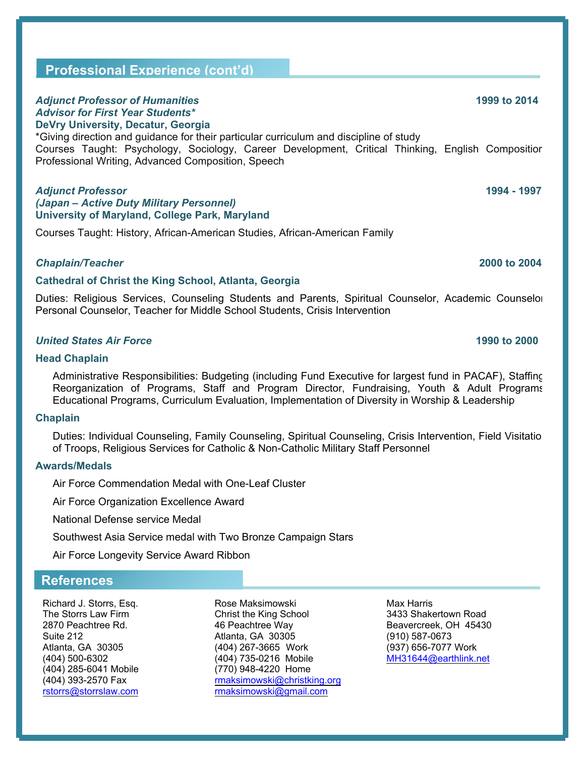## Professional Experience (cont'd)

***Adjunct Professor of Humanities*** **1999 to 2014**
***Advisor for First Year Students****
**DeVry University, Decatur, Georgia**
*Giving direction and guidance for their particular curriculum and discipline of study
Courses Taught: Psychology, Sociology, Career Development, Critical Thinking, English Composition, Professional Writing, Advanced Composition, Speech

***Adjunct Professor*** **1994 - 1997**
***(Japan – Active Duty Military Personnel)***
**University of Maryland, College Park, Maryland**

Courses Taught: History, African-American Studies, African-American Family

***Chaplain/Teacher*** **2000 to 2004**

**Cathedral of Christ the King School, Atlanta, Georgia**

Duties: Religious Services, Counseling Students and Parents, Spiritual Counselor, Academic Counselor, Personal Counselor, Teacher for Middle School Students, Crisis Intervention

***United States Air Force*** **1990 to 2000**

**Head Chaplain**

Administrative Responsibilities: Budgeting (including Fund Executive for largest fund in PACAF), Staffing, Reorganization of Programs, Staff and Program Director, Fundraising, Youth & Adult Programs, Educational Programs, Curriculum Evaluation, Implementation of Diversity in Worship & Leadership

**Chaplain**

Duties: Individual Counseling, Family Counseling, Spiritual Counseling, Crisis Intervention, Field Visitation of Troops, Religious Services for Catholic & Non-Catholic Military Staff Personnel

**Awards/Medals**

Air Force Commendation Medal with One-Leaf Cluster

Air Force Organization Excellence Award

National Defense service Medal

Southwest Asia Service medal with Two Bronze Campaign Stars

Air Force Longevity Service Award Ribbon

## References

Richard J. Storrs, Esq.
The Storrs Law Firm
2870 Peachtree Rd.
Suite 212
Atlanta, GA 30305
(404) 500-6302
(404) 285-6041 Mobile
(404) 393-2570 Fax
rstorrs@storrslaw.com

Rose Maksimowski
Christ the King School
46 Peachtree Way
Atlanta, GA 30305
(404) 267-3665 Work
(404) 735-0216 Mobile
(770) 948-4220 Home
rmaksimowski@christking.org
rmaksimowski@gmail.com

Max Harris
3433 Shakertown Road
Beavercreek, OH 45430
(910) 587-0673
(937) 656-7077 Work
MH31644@earthlink.net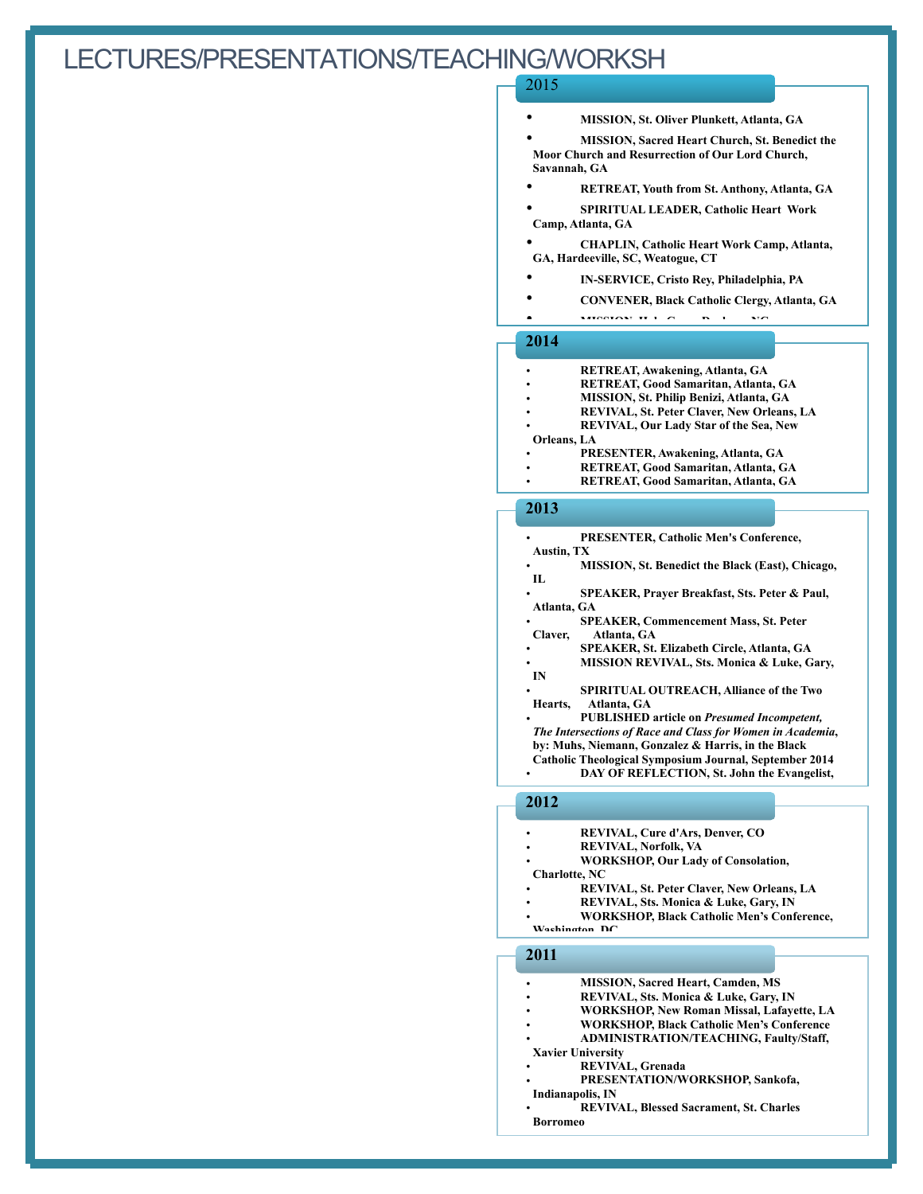# LECTURES/PRESENTATIONS/TEACHING/WORKSH

## 2015

- **MISSION, St. Oliver Plunkett, Atlanta, GA**
- **MISSION, Sacred Heart Church, St. Benedict the Moor Church and Resurrection of Our Lord Church, Savannah, GA**
- **RETREAT, Youth from St. Anthony, Atlanta, GA**
- **SPIRITUAL LEADER, Catholic Heart Work Camp, Atlanta, GA**
- **CHAPLIN, Catholic Heart Work Camp, Atlanta, GA, Hardeeville, SC, Weatogue, CT**
- **IN-SERVICE, Cristo Rey, Philadelphia, PA**
- **CONVENER, Black Catholic Clergy, Atlanta, GA**
- **MISSION, Holy Cross, Durham, NC**

## 2014

- **RETREAT, Awakening, Atlanta, GA**
- **RETREAT, Good Samaritan, Atlanta, GA**
- **MISSION, St. Philip Benizi, Atlanta, GA**
- **REVIVAL, St. Peter Claver, New Orleans, LA**
- **REVIVAL, Our Lady Star of the Sea, New Orleans, LA**
- **PRESENTER, Awakening, Atlanta, GA**
- **RETREAT, Good Samaritan, Atlanta, GA**
- **RETREAT, Good Samaritan, Atlanta, GA**

## 2013

- **PRESENTER, Catholic Men's Conference, Austin, TX**
- **MISSION, St. Benedict the Black (East), Chicago, IL**
- **SPEAKER, Prayer Breakfast, Sts. Peter & Paul, Atlanta, GA**
- **SPEAKER, Commencement Mass, St. Peter Claver, Atlanta, GA**
- **SPEAKER, St. Elizabeth Circle, Atlanta, GA**
- **MISSION REVIVAL, Sts. Monica & Luke, Gary, IN**
- **SPIRITUAL OUTREACH, Alliance of the Two Hearts, Atlanta, GA**
- **PUBLISHED article on *Presumed Incompetent, The Intersections of Race and Class for Women in Academia*, by: Muhs, Niemann, Gonzalez & Harris, in the Black Catholic Theological Symposium Journal, September 2014**
- **DAY OF REFLECTION, St. John the Evangelist,**

## 2012

- **REVIVAL, Cure d'Ars, Denver, CO**
- **REVIVAL, Norfolk, VA**
- **WORKSHOP, Our Lady of Consolation, Charlotte, NC**
- **REVIVAL, St. Peter Claver, New Orleans, LA**
- **REVIVAL, Sts. Monica & Luke, Gary, IN**
- **WORKSHOP, Black Catholic Men's Conference, Washington, DC**

## 2011

- **MISSION, Sacred Heart, Camden, MS**
- **REVIVAL, Sts. Monica & Luke, Gary, IN**
- **WORKSHOP, New Roman Missal, Lafayette, LA**
- **WORKSHOP, Black Catholic Men's Conference**
- **ADMINISTRATION/TEACHING, Faulty/Staff, Xavier University**
- **REVIVAL, Grenada**
- **PRESENTATION/WORKSHOP, Sankofa, Indianapolis, IN**
- **REVIVAL, Blessed Sacrament, St. Charles Borromeo**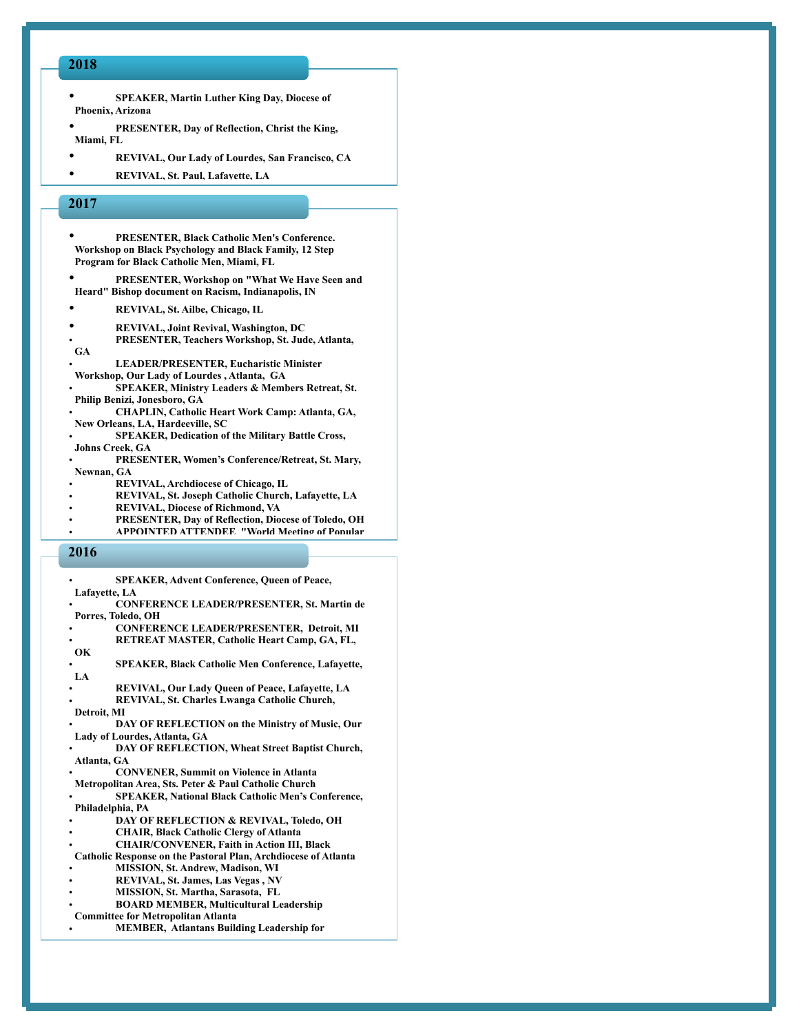## 2018

- **SPEAKER, Martin Luther King Day, Diocese of Phoenix, Arizona**
- **PRESENTER, Day of Reflection, Christ the King, Miami, FL**
- **REVIVAL, Our Lady of Lourdes, San Francisco, CA**
- **REVIVAL, St. Paul, Lafayette, LA**

## 2017

- **PRESENTER, Black Catholic Men's Conference. Workshop on Black Psychology and Black Family, 12 Step Program for Black Catholic Men, Miami, FL**
- **PRESENTER, Workshop on "What We Have Seen and Heard" Bishop document on Racism, Indianapolis, IN**
- **REVIVAL, St. Ailbe, Chicago, IL**
- **REVIVAL, Joint Revival, Washington, DC**
- **PRESENTER, Teachers Workshop, St. Jude, Atlanta, GA**
- **LEADER/PRESENTER, Eucharistic Minister Workshop, Our Lady of Lourdes , Atlanta, GA**
- **SPEAKER, Ministry Leaders & Members Retreat, St. Philip Benizi, Jonesboro, GA**
- **CHAPLIN, Catholic Heart Work Camp: Atlanta, GA, New Orleans, LA, Hardeeville, SC**
- **SPEAKER, Dedication of the Military Battle Cross, Johns Creek, GA**
- **PRESENTER, Women's Conference/Retreat, St. Mary, Newnan, GA**
- **REVIVAL, Archdiocese of Chicago, IL**
- **REVIVAL, St. Joseph Catholic Church, Lafayette, LA**
- **REVIVAL, Diocese of Richmond, VA**
- **PRESENTER, Day of Reflection, Diocese of Toledo, OH**
- **APPOINTED ATTENDEE, "World Meeting of Popular**

## 2016

- **SPEAKER, Advent Conference, Queen of Peace, Lafayette, LA**
- **CONFERENCE LEADER/PRESENTER, St. Martin de Porres, Toledo, OH**
- **CONFERENCE LEADER/PRESENTER, Detroit, MI**
- **RETREAT MASTER, Catholic Heart Camp, GA, FL, OK**
- **SPEAKER, Black Catholic Men Conference, Lafayette, LA**
- **REVIVAL, Our Lady Queen of Peace, Lafayette, LA**
- **REVIVAL, St. Charles Lwanga Catholic Church, Detroit, MI**
- **DAY OF REFLECTION on the Ministry of Music, Our Lady of Lourdes, Atlanta, GA**
- **DAY OF REFLECTION, Wheat Street Baptist Church, Atlanta, GA**
- **CONVENER, Summit on Violence in Atlanta Metropolitan Area, Sts. Peter & Paul Catholic Church**
- **SPEAKER, National Black Catholic Men's Conference, Philadelphia, PA**
- **DAY OF REFLECTION & REVIVAL, Toledo, OH**
- **CHAIR, Black Catholic Clergy of Atlanta**
- **CHAIR/CONVENER, Faith in Action III, Black Catholic Response on the Pastoral Plan, Archdiocese of Atlanta**
- **MISSION, St. Andrew, Madison, WI**
- **REVIVAL, St. James, Las Vegas , NV**
- **MISSION, St. Martha, Sarasota, FL**
- **BOARD MEMBER, Multicultural Leadership Committee for Metropolitan Atlanta**
- **MEMBER, Atlantans Building Leadership for**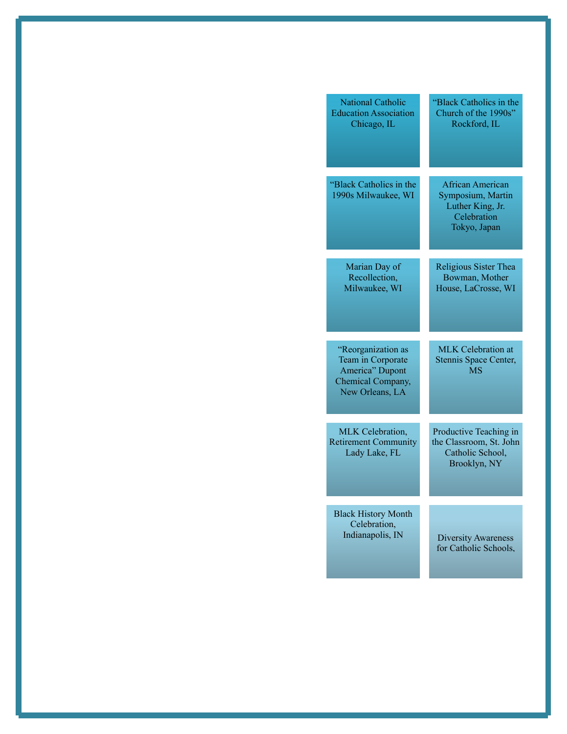National Catholic Education Association Chicago, IL

"Black Catholics in the Church of the 1990s" Rockford, IL

"Black Catholics in the 1990s Milwaukee, WI

African American Symposium, Martin Luther King, Jr. Celebration Tokyo, Japan

Marian Day of Recollection, Milwaukee, WI

Religious Sister Thea Bowman, Mother House, LaCrosse, WI

"Reorganization as Team in Corporate America" Dupont Chemical Company, New Orleans, LA

MLK Celebration at Stennis Space Center, MS

MLK Celebration, Retirement Community Lady Lake, FL

Productive Teaching in the Classroom, St. John Catholic School, Brooklyn, NY

Black History Month Celebration, Indianapolis, IN

Diversity Awareness for Catholic Schools,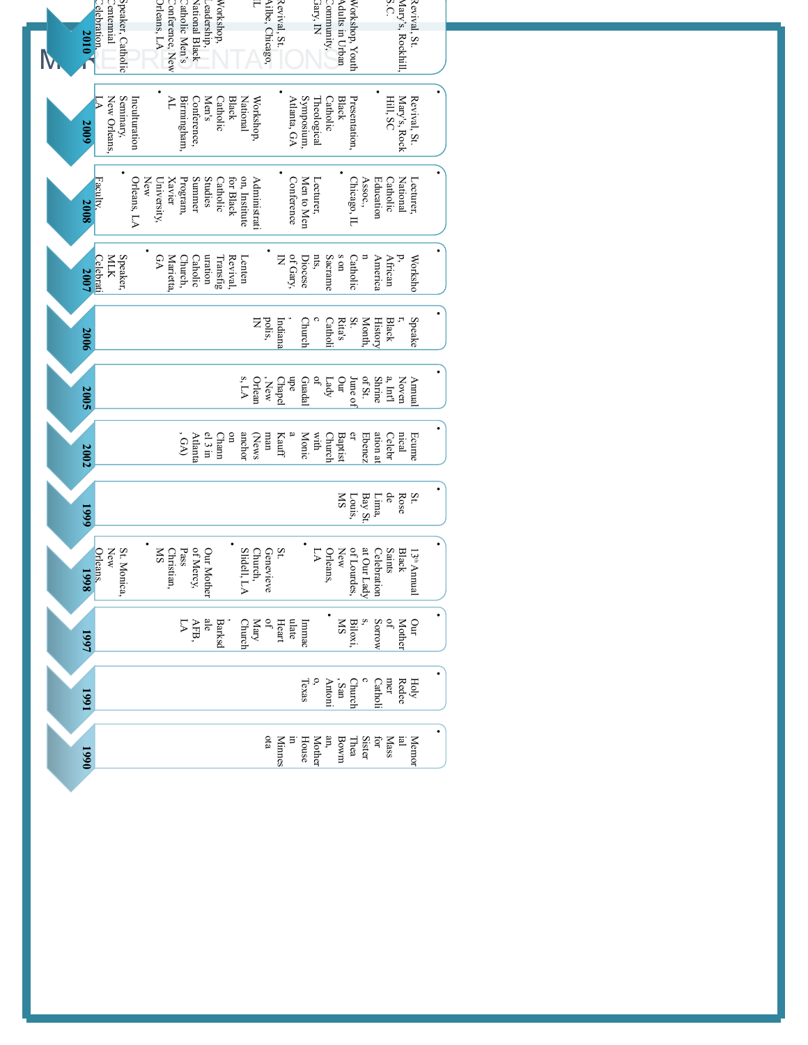# MORE PRESENTATIONS

**2010**

- Revival, St. Mary's, Rockhill, S.C.
- Workshop, Youth Adults in Urban Community, Gary, IN
- Revival, St. Ailbe, Chicago, IL
- Workshop, Leadership, National Black Catholic Men's Conference, New Orleans, LA
- Speaker, Catholic Centennial MLK Celebration,

**2009**

- Revival, St. Mary's, Rock Hill, SC
- Presentation, Black Catholic Theological Symposium, Atlanta, GA
- Workshop, National Black Catholic Men's Conference, Birmingham, AL
- Inculturation Seminary, New Orleans, LA

**2008**

- Lecturer, National Catholic Education Assoc., Chicago, IL
- Lecturer, Men to Men Conference
- Administration, Institute for Black Catholic Studies Summer Program, Xavier University, New Orleans, LA
- Faculty,

**2007**

- Workshop, African American Catholics on Sacraments, Diocese of Gary, IN
- Lenten Revival, Transfiguration Catholic Church, Marietta, GA
- Speaker, MLK Celebration

**2006**

- Speaker, Black History Month, St. Rita's Catholic Church, Indianapolis, IN

**2005**

- Annual Novena, Int'l Shrine of St. June of Our Lady of Guadalupe Chapel, New Orleans, LA

**2002**

- Ecumenical Celebration at Ebenezer Baptist Church with Monica Kauffman (News anchor on Channel 3 in Atlanta, GA)

**1999**

- St. Rose de Lima, Bay St. Louis, MS

**1998**

- 13th Annual Black Saints Celebration at Our Lady of Lourdes, New Orleans, LA
- St. Genevieve Church, Slidell, LA
- Our Mother of Mercy, Pass Christian, MS
- St. Monica, New Orleans.

**1997**

- Our Mother of Sorrows, Biloxi, MS
- Immaculate Heart of Mary Church, Barksdale AFB, LA

**1991**

- Holy Redeemer Catholic Church, San Antonio, Texas

**1990**

- Memorial Mass for Sister Thea Bowman, Mother House in Minnesota